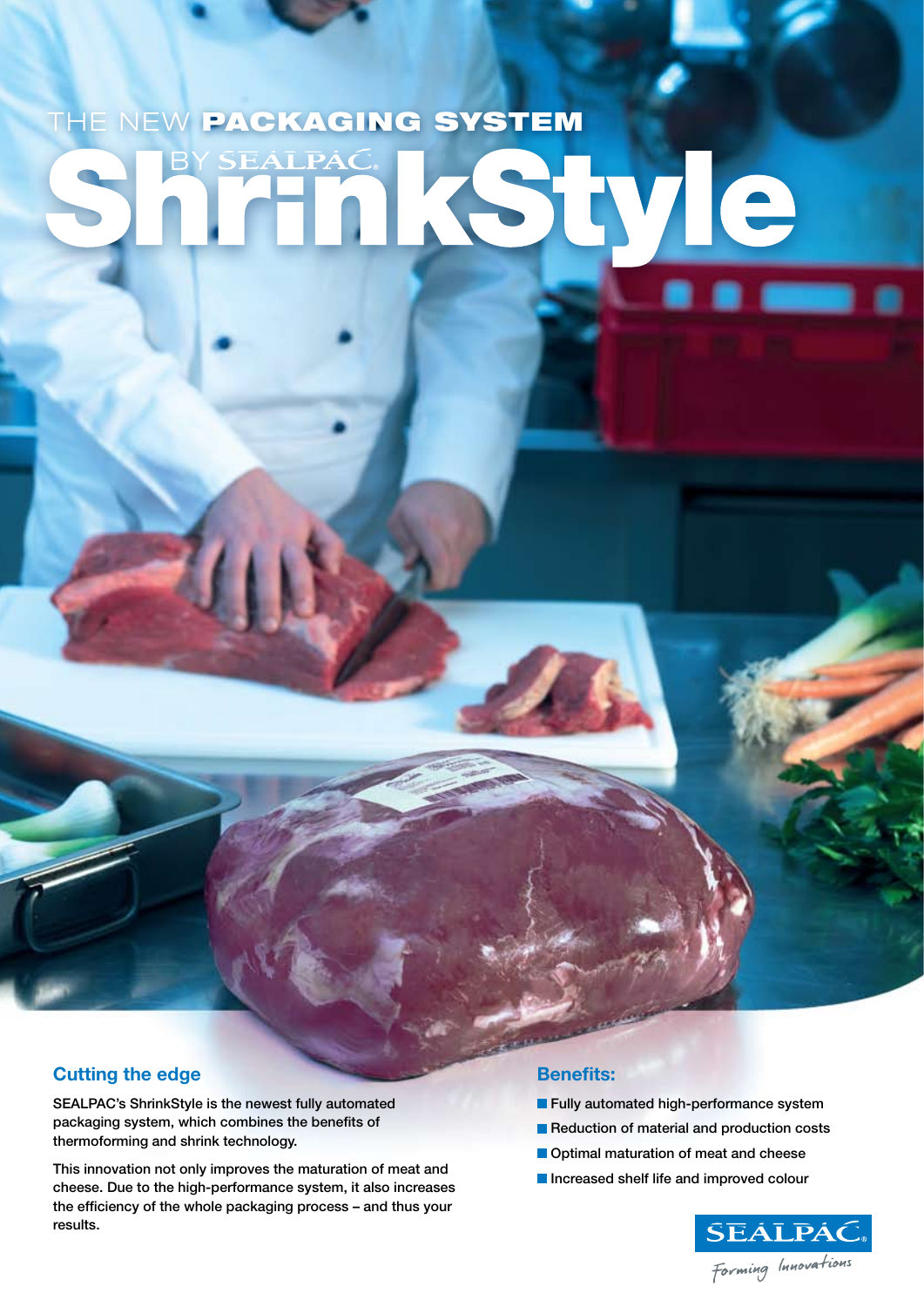# THE NEW PACKAGING SYSTEM BY SEALPAC ShrinkStyle

## Cutting the edge

SEALPAC's ShrinkStyle is the newest fully automated packaging system, which combines the benefits of thermoforming and shrink technology.

This innovation not only improves the maturation of meat and cheese. Due to the high-performance system, it also increases the efficiency of the whole packaging process – and thus your results.

## Benefits:

- Fully automated high-performance system
- Reduction of material and production costs
- Optimal maturation of meat and cheese
- Increased shelf life and improved colour

SEALPAC
Forming Innovations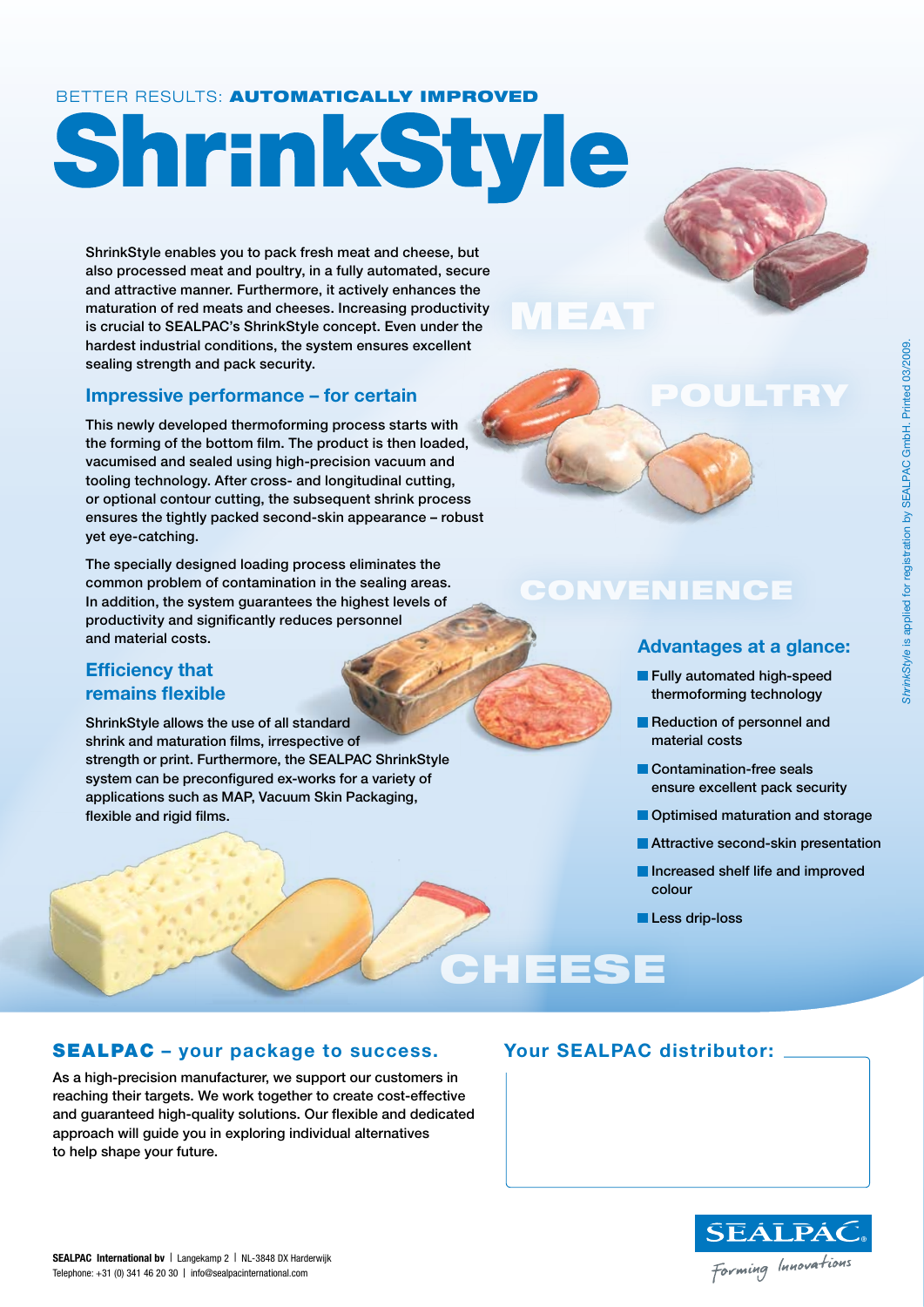BETTER RESULTS: **AUTOMATICALLY IMPROVED**

# ShrinkStyle

ShrinkStyle enables you to pack fresh meat and cheese, but also processed meat and poultry, in a fully automated, secure and attractive manner. Furthermore, it actively enhances the maturation of red meats and cheeses. Increasing productivity is crucial to SEALPAC's ShrinkStyle concept. Even under the hardest industrial conditions, the system ensures excellent sealing strength and pack security.

## Impressive performance – for certain

This newly developed thermoforming process starts with the forming of the bottom film. The product is then loaded, vacumised and sealed using high-precision vacuum and tooling technology. After cross- and longitudinal cutting, or optional contour cutting, the subsequent shrink process ensures the tightly packed second-skin appearance – robust yet eye-catching.

The specially designed loading process eliminates the common problem of contamination in the sealing areas. In addition, the system guarantees the highest levels of productivity and significantly reduces personnel and material costs.

## Efficiency that remains flexible

ShrinkStyle allows the use of all standard shrink and maturation films, irrespective of strength or print. Furthermore, the SEALPAC ShrinkStyle system can be preconfigured ex-works for a variety of applications such as MAP, Vacuum Skin Packaging, flexible and rigid films.

MEAT

POULTRY

CONVENIENCE

CHEESE

## Advantages at a glance:

- Fully automated high-speed thermoforming technology
- Reduction of personnel and material costs
- Contamination-free seals ensure excellent pack security
- Optimised maturation and storage
- Attractive second-skin presentation
- Increased shelf life and improved colour
- Less drip-loss

*ShrinkStyle* is applied for registration by SEALPAC GmbH. Printed 03/2009.

## SEALPAC – your package to success.

As a high-precision manufacturer, we support our customers in reaching their targets. We work together to create cost-effective and guaranteed high-quality solutions. Our flexible and dedicated approach will guide you in exploring individual alternatives to help shape your future.

## Your SEALPAC distributor:

**SEALPAC International bv** | Langekamp 2 | NL-3848 DX Harderwijk
Telephone: +31 (0) 341 46 20 30 | info@sealpacinternational.com

SEALPAC
Forming Innovations